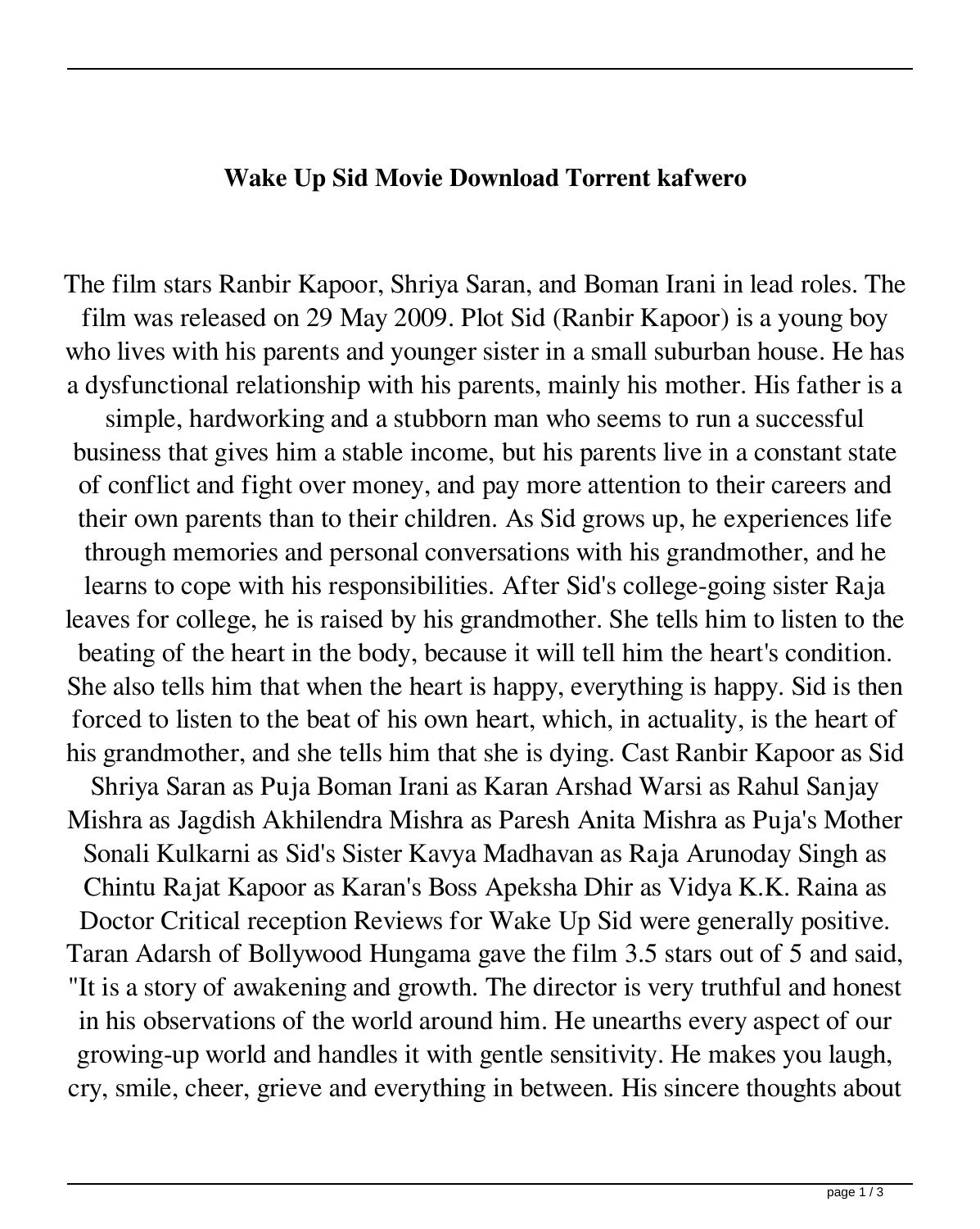**Wake Up Sid Movie Download Torrent kafwero**

The film stars Ranbir Kapoor, Shriya Saran, and Boman Irani in lead roles. The film was released on 29 May 2009. Plot Sid (Ranbir Kapoor) is a young boy who lives with his parents and younger sister in a small suburban house. He has a dysfunctional relationship with his parents, mainly his mother. His father is a simple, hardworking and a stubborn man who seems to run a successful business that gives him a stable income, but his parents live in a constant state of conflict and fight over money, and pay more attention to their careers and their own parents than to their children. As Sid grows up, he experiences life through memories and personal conversations with his grandmother, and he learns to cope with his responsibilities. After Sid's college-going sister Raja leaves for college, he is raised by his grandmother. She tells him to listen to the beating of the heart in the body, because it will tell him the heart's condition. She also tells him that when the heart is happy, everything is happy. Sid is then forced to listen to the beat of his own heart, which, in actuality, is the heart of his grandmother, and she tells him that she is dying. Cast Ranbir Kapoor as Sid Shriya Saran as Puja Boman Irani as Karan Arshad Warsi as Rahul Sanjay Mishra as Jagdish Akhilendra Mishra as Paresh Anita Mishra as Puja's Mother Sonali Kulkarni as Sid's Sister Kavya Madhavan as Raja Arunoday Singh as Chintu Rajat Kapoor as Karan's Boss Apeksha Dhir as Vidya K.K. Raina as Doctor Critical reception Reviews for Wake Up Sid were generally positive. Taran Adarsh of Bollywood Hungama gave the film 3.5 stars out of 5 and said, "It is a story of awakening and growth. The director is very truthful and honest in his observations of the world around him. He unearths every aspect of our growing-up world and handles it with gentle sensitivity. He makes you laugh, cry, smile, cheer, grieve and everything in between. His sincere thoughts about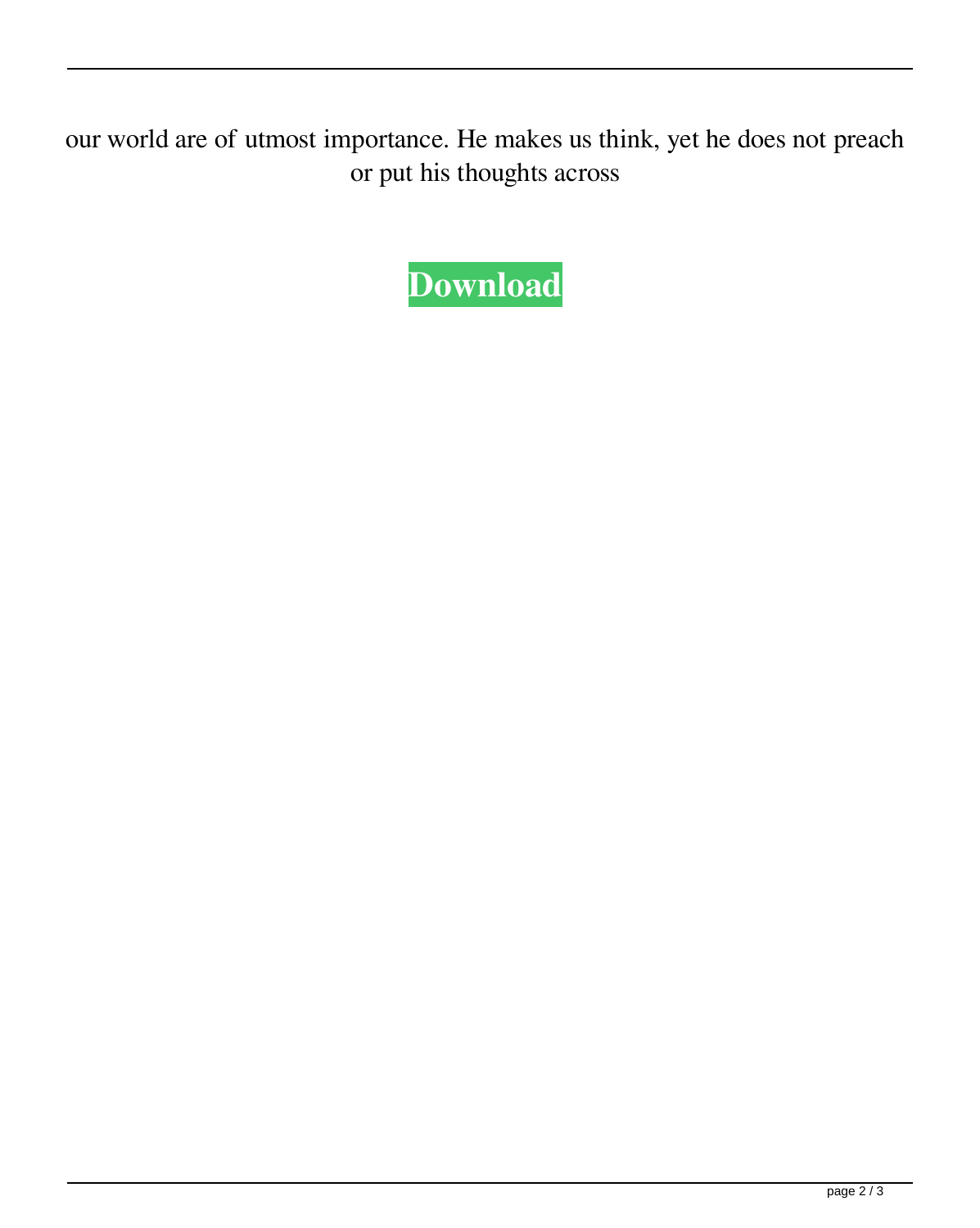our world are of utmost importance. He makes us think, yet he does not preach or put his thoughts across

**Download**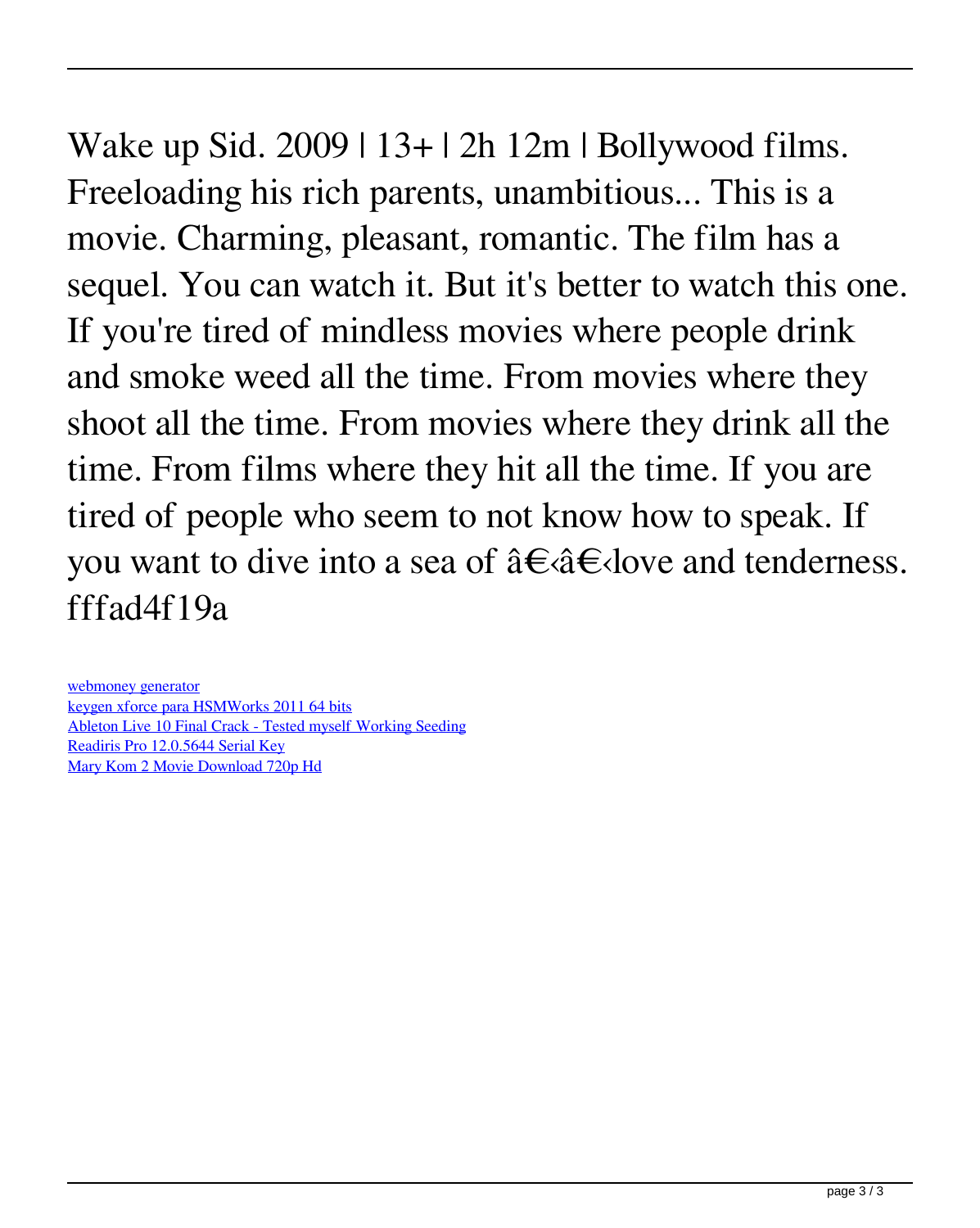Wake up Sid. 2009 | 13+ | 2h 12m | Bollywood films. Freeloading his rich parents, unambitious... This is a movie. Charming, pleasant, romantic. The film has a sequel. You can watch it. But it's better to watch this one. If you're tired of mindless movies where people drink and smoke weed all the time. From movies where they shoot all the time. From movies where they drink all the time. From films where they hit all the time. If you are tired of people who seem to not know how to speak. If you want to dive into a sea of â€‹â€‹love and tenderness. fffad4f19a

webmoney generator
keygen xforce para HSMWorks 2011 64 bits
Ableton Live 10 Final Crack - Tested myself Working Seeding
Readiris Pro 12.0.5644 Serial Key
Mary Kom 2 Movie Download 720p Hd